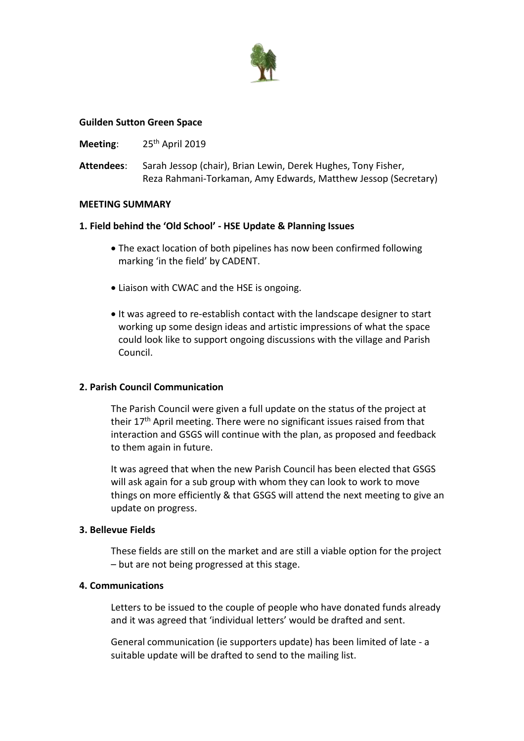**Guilden Sutton Green Space**

**Meeting**: 25th April 2019

**Attendees**: Sarah Jessop (chair), Brian Lewin, Derek Hughes, Tony Fisher, Reza Rahmani-Torkaman, Amy Edwards, Matthew Jessop (Secretary)

**MEETING SUMMARY**

**1. Field behind the 'Old School' - HSE Update & Planning Issues**

- The exact location of both pipelines has now been confirmed following marking 'in the field' by CADENT.
- Liaison with CWAC and the HSE is ongoing.
- It was agreed to re-establish contact with the landscape designer to start working up some design ideas and artistic impressions of what the space could look like to support ongoing discussions with the village and Parish Council.

**2. Parish Council Communication**

The Parish Council were given a full update on the status of the project at their 17th April meeting. There were no significant issues raised from that interaction and GSGS will continue with the plan, as proposed and feedback to them again in future.

It was agreed that when the new Parish Council has been elected that GSGS will ask again for a sub group with whom they can look to work to move things on more efficiently & that GSGS will attend the next meeting to give an update on progress.

**3. Bellevue Fields**

These fields are still on the market and are still a viable option for the project – but are not being progressed at this stage.

**4. Communications**

Letters to be issued to the couple of people who have donated funds already and it was agreed that 'individual letters' would be drafted and sent.

General communication (ie supporters update) has been limited of late - a suitable update will be drafted to send to the mailing list.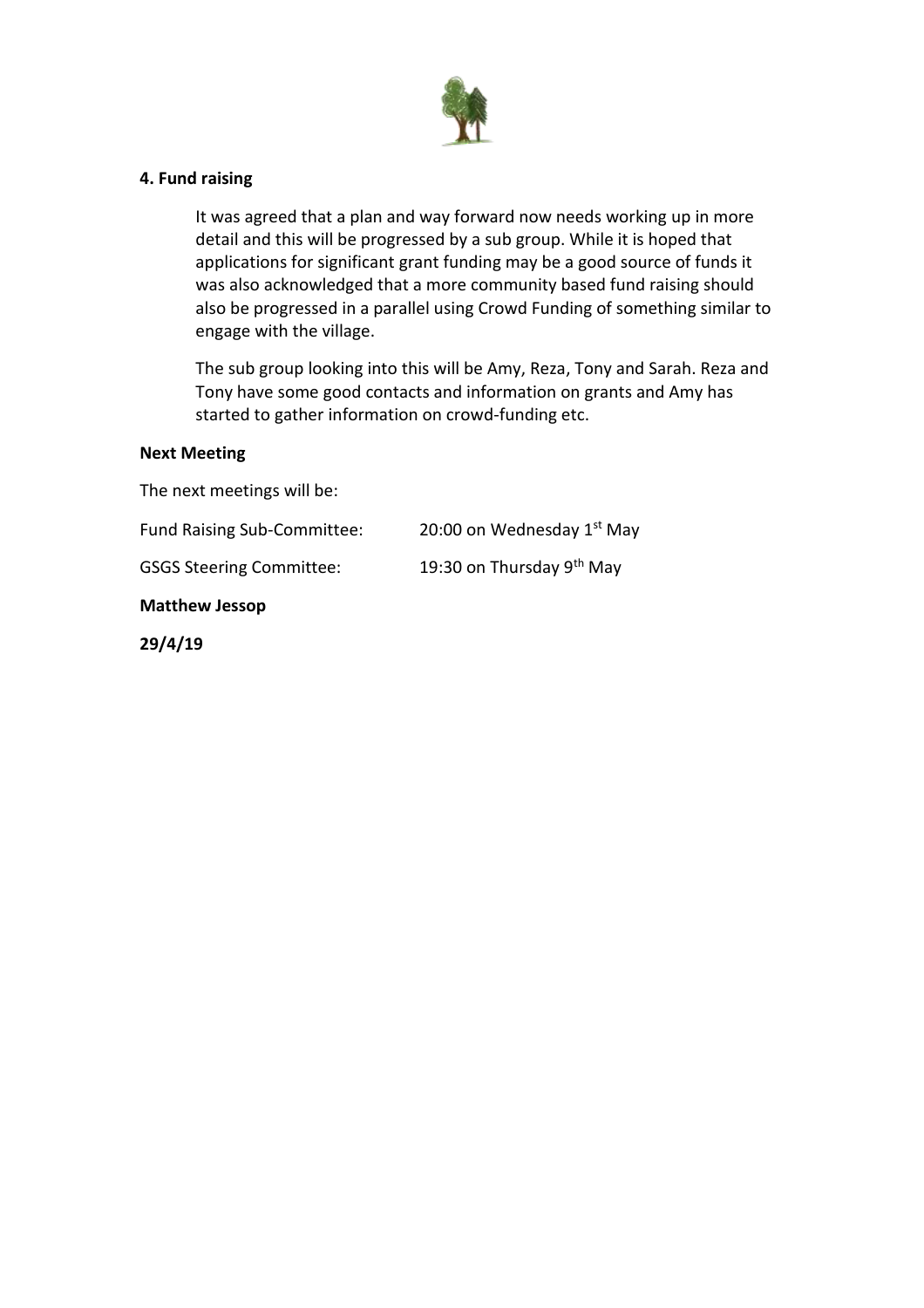**4. Fund raising**

It was agreed that a plan and way forward now needs working up in more detail and this will be progressed by a sub group. While it is hoped that applications for significant grant funding may be a good source of funds it was also acknowledged that a more community based fund raising should also be progressed in a parallel using Crowd Funding of something similar to engage with the village.

The sub group looking into this will be Amy, Reza, Tony and Sarah. Reza and Tony have some good contacts and information on grants and Amy has started to gather information on crowd-funding etc.

**Next Meeting**

The next meetings will be:

| | |
|---|---|
| Fund Raising Sub-Committee: | 20:00 on Wednesday 1st May |
| GSGS Steering Committee: | 19:30 on Thursday 9th May |

**Matthew Jessop**

**29/4/19**